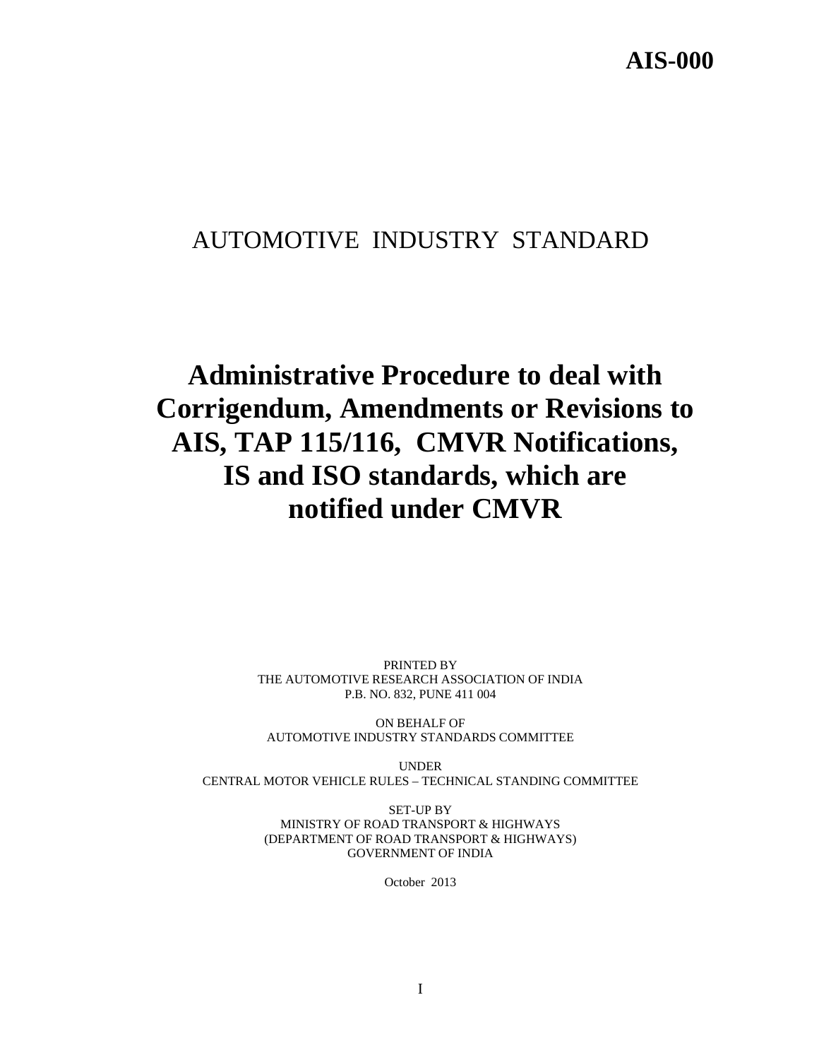# AIS-000

## AUTOMOTIVE INDUSTRY STANDARD

# Administrative Procedure to deal with Corrigendum, Amendments or Revisions to AIS, TAP 115/116, CMVR Notifications, IS and ISO standards, which are notified under CMVR

PRINTED BY
THE AUTOMOTIVE RESEARCH ASSOCIATION OF INDIA
P.B. NO. 832, PUNE 411 004

ON BEHALF OF
AUTOMOTIVE INDUSTRY STANDARDS COMMITTEE

UNDER
CENTRAL MOTOR VEHICLE RULES – TECHNICAL STANDING COMMITTEE

SET-UP BY
MINISTRY OF ROAD TRANSPORT & HIGHWAYS
(DEPARTMENT OF ROAD TRANSPORT & HIGHWAYS)
GOVERNMENT OF INDIA

October 2013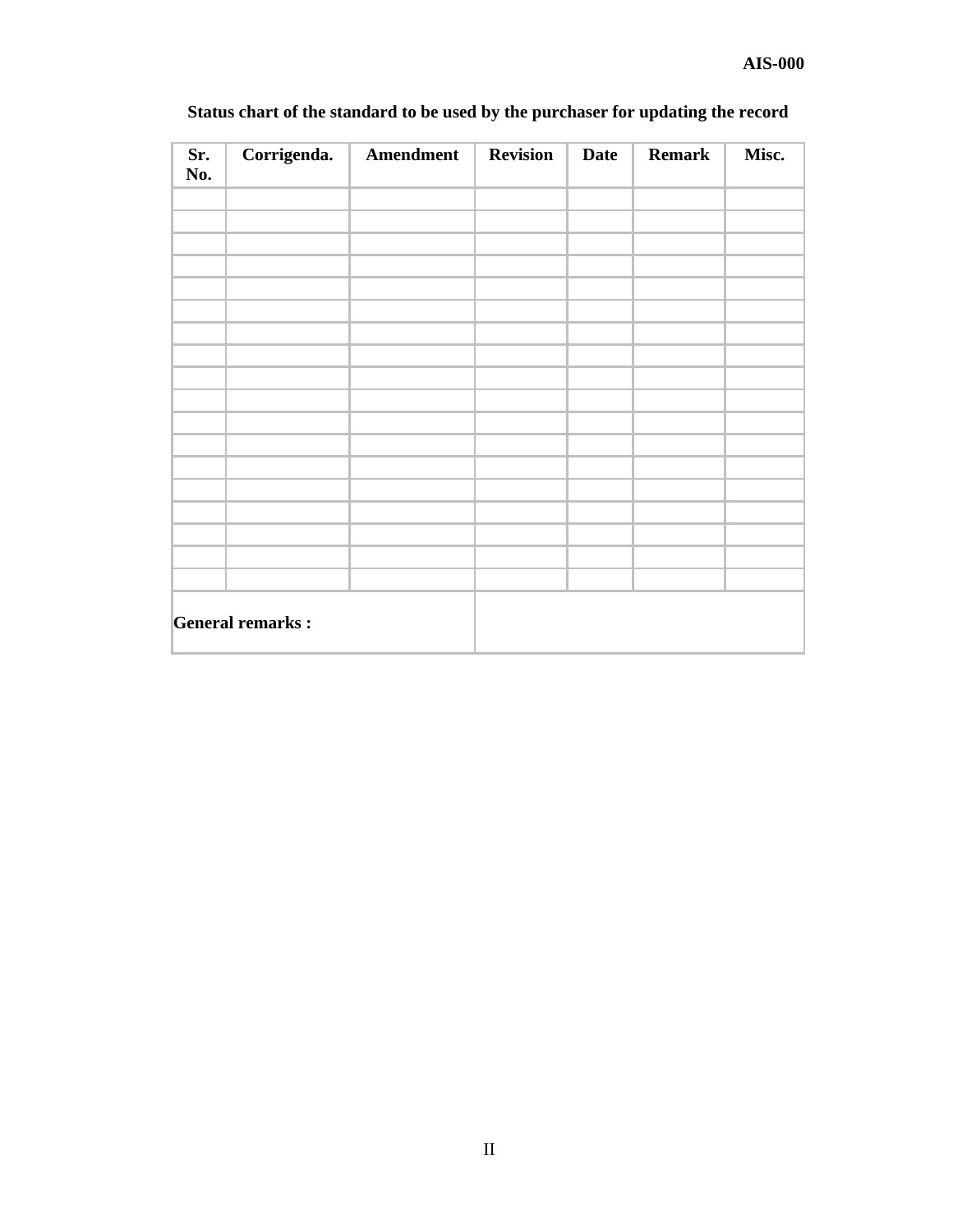**Status chart of the standard to be used by the purchaser for updating the record**

| Sr. No. | Corrigenda. | Amendment | Revision | Date | Remark | Misc. |
|---|---|---|---|---|---|---|
| | | | | | | |
| | | | | | | |
| | | | | | | |
| | | | | | | |
| | | | | | | |
| | | | | | | |
| | | | | | | |
| | | | | | | |
| | | | | | | |
| | | | | | | |
| | | | | | | |
| | | | | | | |
| | | | | | | |
| | | | | | | |
| | | | | | | |
| | | | | | | |
| | | | | | | |
| | | | | | | |
| **General remarks :** | | | | | | |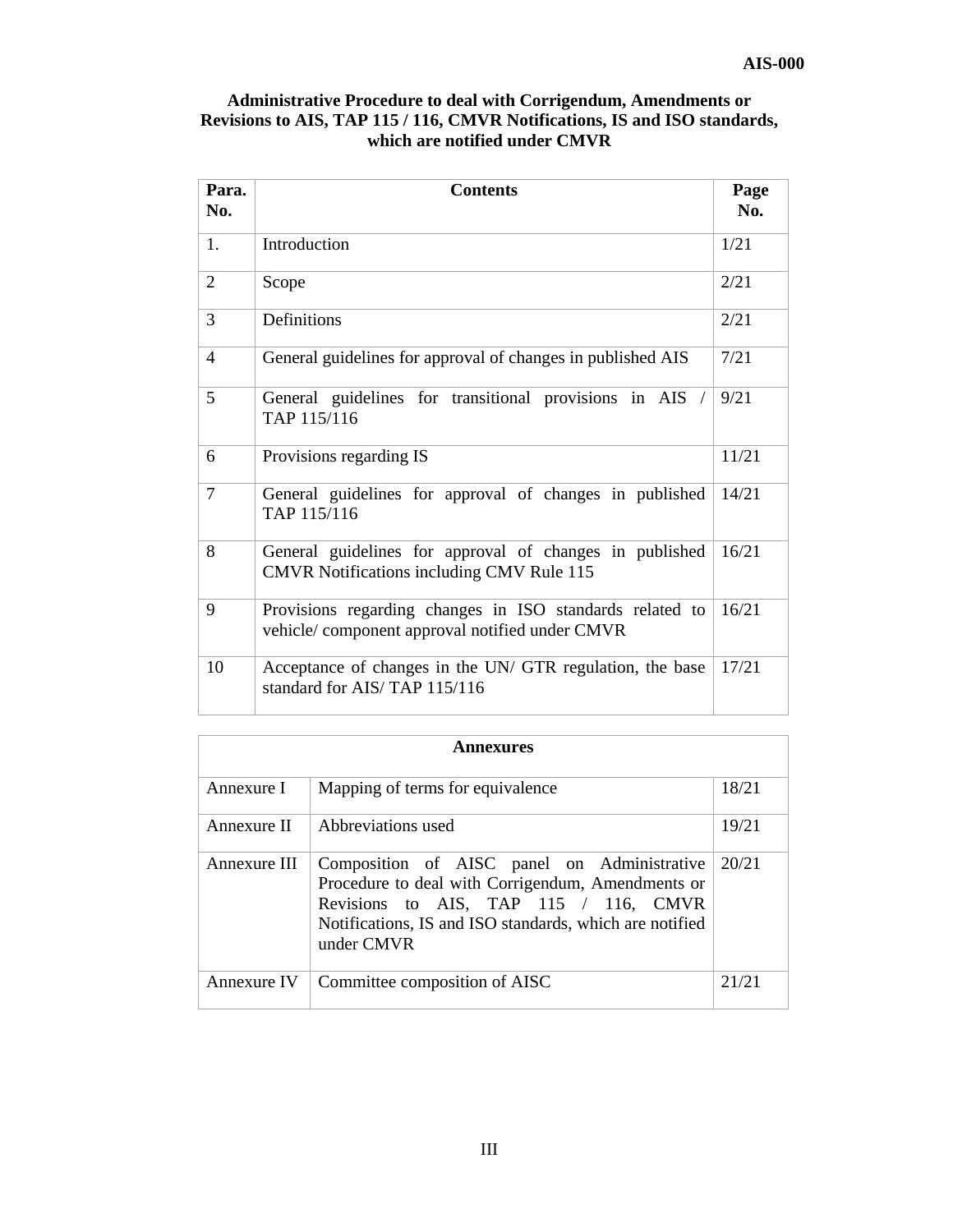**Administrative Procedure to deal with Corrigendum, Amendments or Revisions to AIS, TAP 115 / 116, CMVR Notifications, IS and ISO standards, which are notified under CMVR**

| Para. No. | Contents | Page No. |
|---|---|---|
| 1. | Introduction | 1/21 |
| 2 | Scope | 2/21 |
| 3 | Definitions | 2/21 |
| 4 | General guidelines for approval of changes in published AIS | 7/21 |
| 5 | General guidelines for transitional provisions in AIS / TAP 115/116 | 9/21 |
| 6 | Provisions regarding IS | 11/21 |
| 7 | General guidelines for approval of changes in published TAP 115/116 | 14/21 |
| 8 | General guidelines for approval of changes in published CMVR Notifications including CMV Rule 115 | 16/21 |
| 9 | Provisions regarding changes in ISO standards related to vehicle/ component approval notified under CMVR | 16/21 |
| 10 | Acceptance of changes in the UN/ GTR regulation, the base standard for AIS/ TAP 115/116 | 17/21 |

| Annexures | | |
|---|---|---|
| Annexure I | Mapping of terms for equivalence | 18/21 |
| Annexure II | Abbreviations used | 19/21 |
| Annexure III | Composition of AISC panel on Administrative Procedure to deal with Corrigendum, Amendments or Revisions to AIS, TAP 115 / 116, CMVR Notifications, IS and ISO standards, which are notified under CMVR | 20/21 |
| Annexure IV | Committee composition of AISC | 21/21 |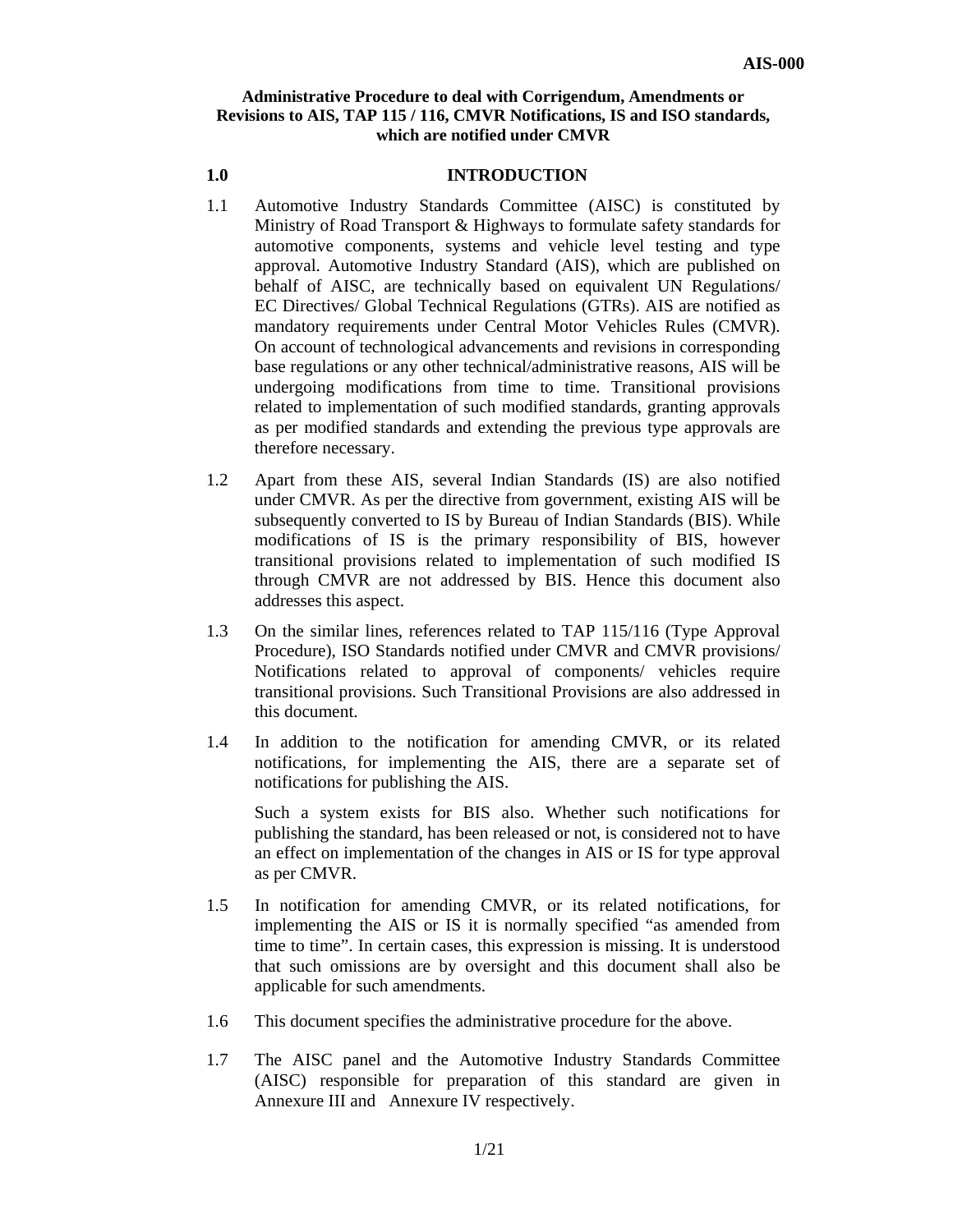**Administrative Procedure to deal with Corrigendum, Amendments or Revisions to AIS, TAP 115 / 116, CMVR Notifications, IS and ISO standards, which are notified under CMVR**

## 1.0 INTRODUCTION

1.1 Automotive Industry Standards Committee (AISC) is constituted by Ministry of Road Transport & Highways to formulate safety standards for automotive components, systems and vehicle level testing and type approval. Automotive Industry Standard (AIS), which are published on behalf of AISC, are technically based on equivalent UN Regulations/ EC Directives/ Global Technical Regulations (GTRs). AIS are notified as mandatory requirements under Central Motor Vehicles Rules (CMVR). On account of technological advancements and revisions in corresponding base regulations or any other technical/administrative reasons, AIS will be undergoing modifications from time to time. Transitional provisions related to implementation of such modified standards, granting approvals as per modified standards and extending the previous type approvals are therefore necessary.

1.2 Apart from these AIS, several Indian Standards (IS) are also notified under CMVR. As per the directive from government, existing AIS will be subsequently converted to IS by Bureau of Indian Standards (BIS). While modifications of IS is the primary responsibility of BIS, however transitional provisions related to implementation of such modified IS through CMVR are not addressed by BIS. Hence this document also addresses this aspect.

1.3 On the similar lines, references related to TAP 115/116 (Type Approval Procedure), ISO Standards notified under CMVR and CMVR provisions/ Notifications related to approval of components/ vehicles require transitional provisions. Such Transitional Provisions are also addressed in this document.

1.4 In addition to the notification for amending CMVR, or its related notifications, for implementing the AIS, there are a separate set of notifications for publishing the AIS.

Such a system exists for BIS also. Whether such notifications for publishing the standard, has been released or not, is considered not to have an effect on implementation of the changes in AIS or IS for type approval as per CMVR.

1.5 In notification for amending CMVR, or its related notifications, for implementing the AIS or IS it is normally specified "as amended from time to time". In certain cases, this expression is missing. It is understood that such omissions are by oversight and this document shall also be applicable for such amendments.

1.6 This document specifies the administrative procedure for the above.

1.7 The AISC panel and the Automotive Industry Standards Committee (AISC) responsible for preparation of this standard are given in Annexure III and Annexure IV respectively.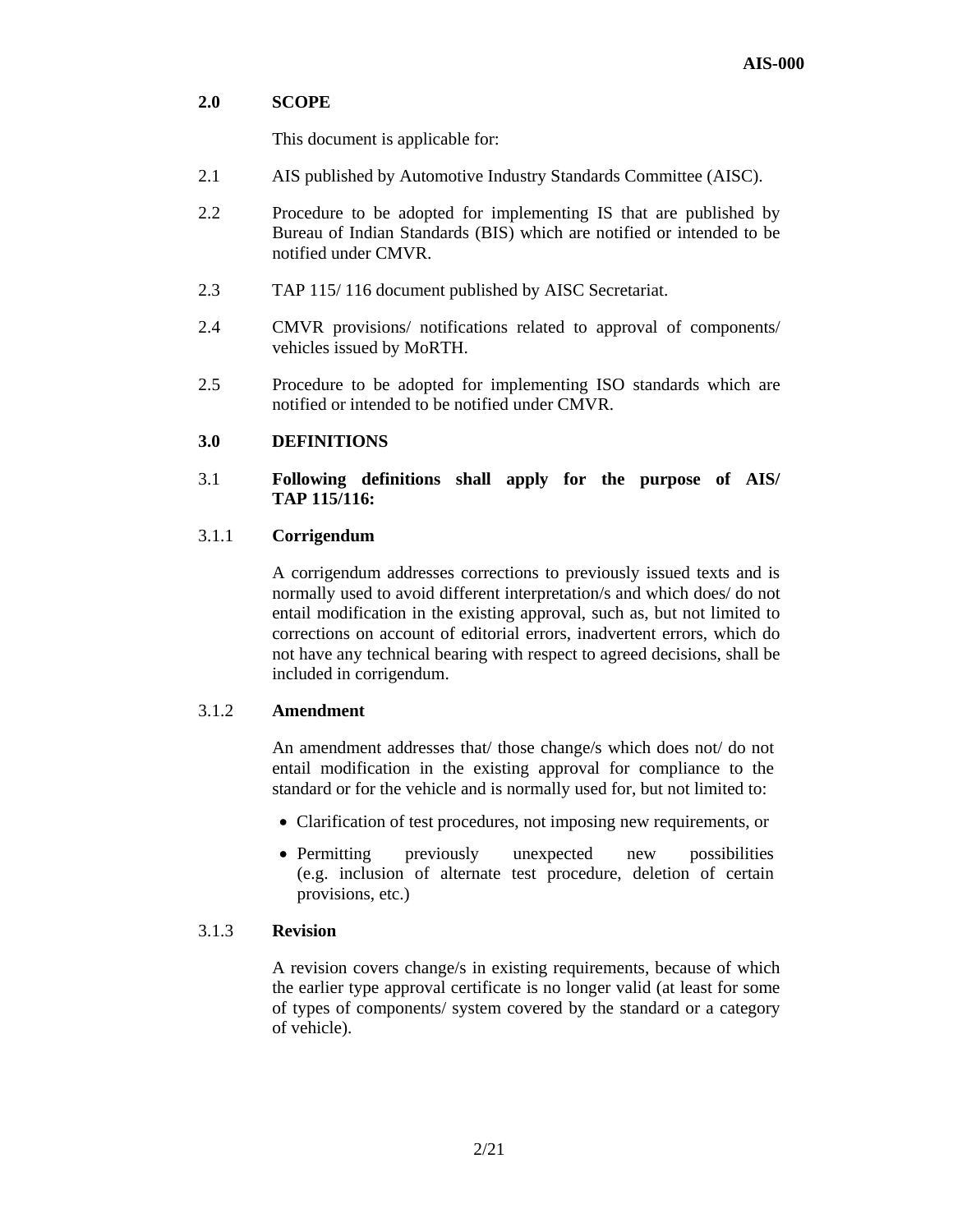## 2.0 SCOPE

This document is applicable for:

2.1 AIS published by Automotive Industry Standards Committee (AISC).

2.2 Procedure to be adopted for implementing IS that are published by Bureau of Indian Standards (BIS) which are notified or intended to be notified under CMVR.

2.3 TAP 115/ 116 document published by AISC Secretariat.

2.4 CMVR provisions/ notifications related to approval of components/ vehicles issued by MoRTH.

2.5 Procedure to be adopted for implementing ISO standards which are notified or intended to be notified under CMVR.

## 3.0 DEFINITIONS

3.1 **Following definitions shall apply for the purpose of AIS/ TAP 115/116:**

### 3.1.1 Corrigendum

A corrigendum addresses corrections to previously issued texts and is normally used to avoid different interpretation/s and which does/ do not entail modification in the existing approval, such as, but not limited to corrections on account of editorial errors, inadvertent errors, which do not have any technical bearing with respect to agreed decisions, shall be included in corrigendum.

### 3.1.2 Amendment

An amendment addresses that/ those change/s which does not/ do not entail modification in the existing approval for compliance to the standard or for the vehicle and is normally used for, but not limited to:

- Clarification of test procedures, not imposing new requirements, or
- Permitting previously unexpected new possibilities (e.g. inclusion of alternate test procedure, deletion of certain provisions, etc.)

### 3.1.3 Revision

A revision covers change/s in existing requirements, because of which the earlier type approval certificate is no longer valid (at least for some of types of components/ system covered by the standard or a category of vehicle).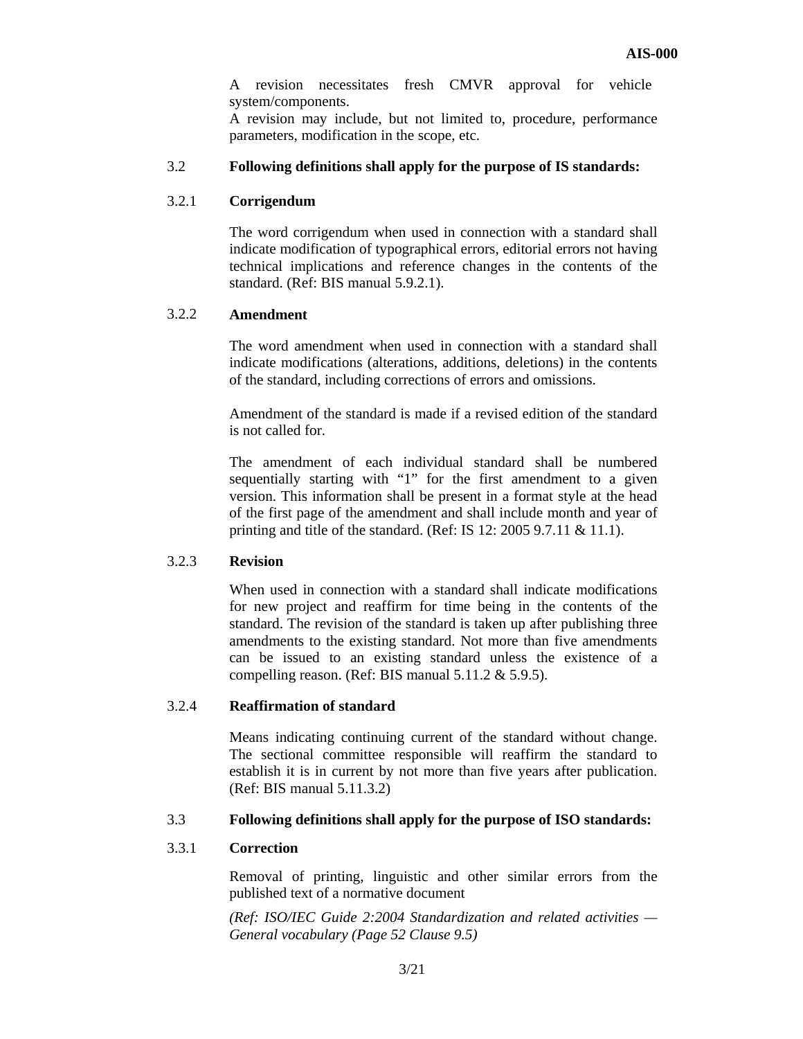A revision necessitates fresh CMVR approval for vehicle system/components.

A revision may include, but not limited to, procedure, performance parameters, modification in the scope, etc.

3.2 **Following definitions shall apply for the purpose of IS standards:**

3.2.1 **Corrigendum**

The word corrigendum when used in connection with a standard shall indicate modification of typographical errors, editorial errors not having technical implications and reference changes in the contents of the standard. (Ref: BIS manual 5.9.2.1).

3.2.2 **Amendment**

The word amendment when used in connection with a standard shall indicate modifications (alterations, additions, deletions) in the contents of the standard, including corrections of errors and omissions.

Amendment of the standard is made if a revised edition of the standard is not called for.

The amendment of each individual standard shall be numbered sequentially starting with "1" for the first amendment to a given version. This information shall be present in a format style at the head of the first page of the amendment and shall include month and year of printing and title of the standard. (Ref: IS 12: 2005 9.7.11 & 11.1).

3.2.3 **Revision**

When used in connection with a standard shall indicate modifications for new project and reaffirm for time being in the contents of the standard. The revision of the standard is taken up after publishing three amendments to the existing standard. Not more than five amendments can be issued to an existing standard unless the existence of a compelling reason. (Ref: BIS manual 5.11.2 & 5.9.5).

3.2.4 **Reaffirmation of standard**

Means indicating continuing current of the standard without change. The sectional committee responsible will reaffirm the standard to establish it is in current by not more than five years after publication. (Ref: BIS manual 5.11.3.2)

3.3 **Following definitions shall apply for the purpose of ISO standards:**

3.3.1 **Correction**

Removal of printing, linguistic and other similar errors from the published text of a normative document

*(Ref: ISO/IEC Guide 2:2004 Standardization and related activities — General vocabulary (Page 52 Clause 9.5)*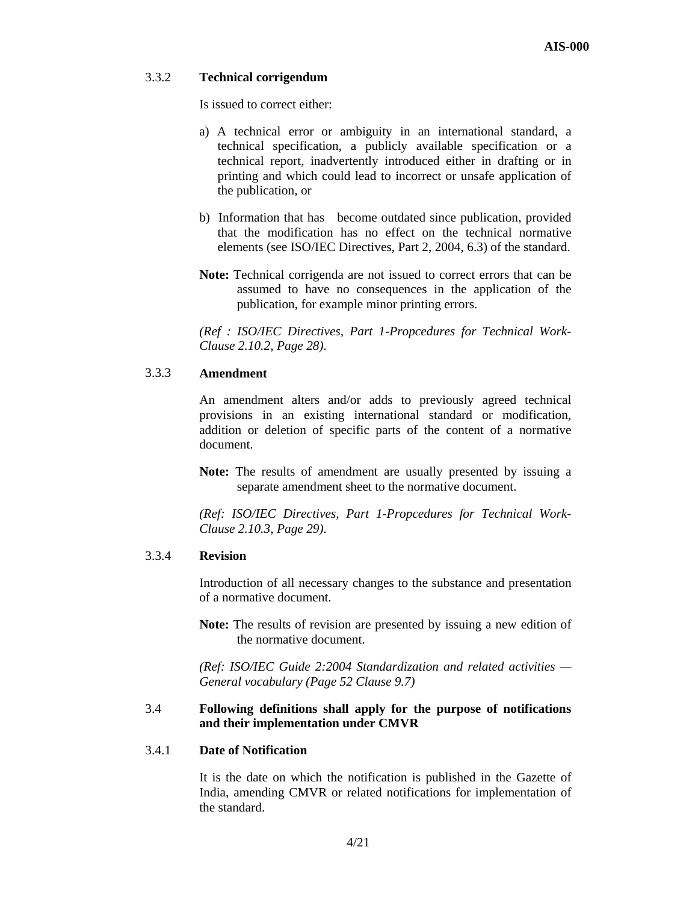### 3.3.2 Technical corrigendum

Is issued to correct either:

a) A technical error or ambiguity in an international standard, a technical specification, a publicly available specification or a technical report, inadvertently introduced either in drafting or in printing and which could lead to incorrect or unsafe application of the publication, or

b) Information that has become outdated since publication, provided that the modification has no effect on the technical normative elements (see ISO/IEC Directives, Part 2, 2004, 6.3) of the standard.

**Note:** Technical corrigenda are not issued to correct errors that can be assumed to have no consequences in the application of the publication, for example minor printing errors.

*(Ref : ISO/IEC Directives, Part 1-Propcedures for Technical Work- Clause 2.10.2, Page 28).*

### 3.3.3 Amendment

An amendment alters and/or adds to previously agreed technical provisions in an existing international standard or modification, addition or deletion of specific parts of the content of a normative document.

**Note:** The results of amendment are usually presented by issuing a separate amendment sheet to the normative document.

*(Ref: ISO/IEC Directives, Part 1-Propcedures for Technical Work- Clause 2.10.3, Page 29).*

### 3.3.4 Revision

Introduction of all necessary changes to the substance and presentation of a normative document.

**Note:** The results of revision are presented by issuing a new edition of the normative document.

*(Ref: ISO/IEC Guide 2:2004 Standardization and related activities — General vocabulary (Page 52 Clause 9.7)*

## 3.4 Following definitions shall apply for the purpose of notifications and their implementation under CMVR

### 3.4.1 Date of Notification

It is the date on which the notification is published in the Gazette of India, amending CMVR or related notifications for implementation of the standard.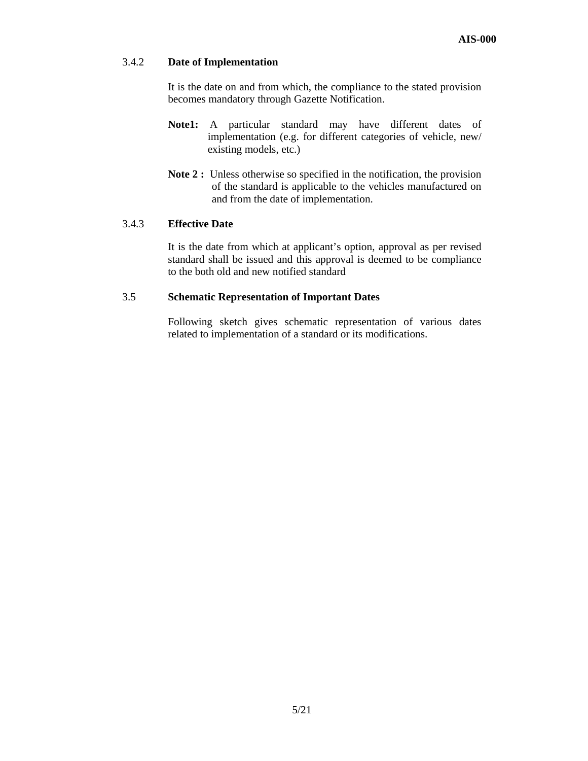### 3.4.2 Date of Implementation

It is the date on and from which, the compliance to the stated provision becomes mandatory through Gazette Notification.

**Note1:** A particular standard may have different dates of implementation (e.g. for different categories of vehicle, new/ existing models, etc.)

**Note 2 :** Unless otherwise so specified in the notification, the provision of the standard is applicable to the vehicles manufactured on and from the date of implementation.

### 3.4.3 Effective Date

It is the date from which at applicant's option, approval as per revised standard shall be issued and this approval is deemed to be compliance to the both old and new notified standard

## 3.5 Schematic Representation of Important Dates

Following sketch gives schematic representation of various dates related to implementation of a standard or its modifications.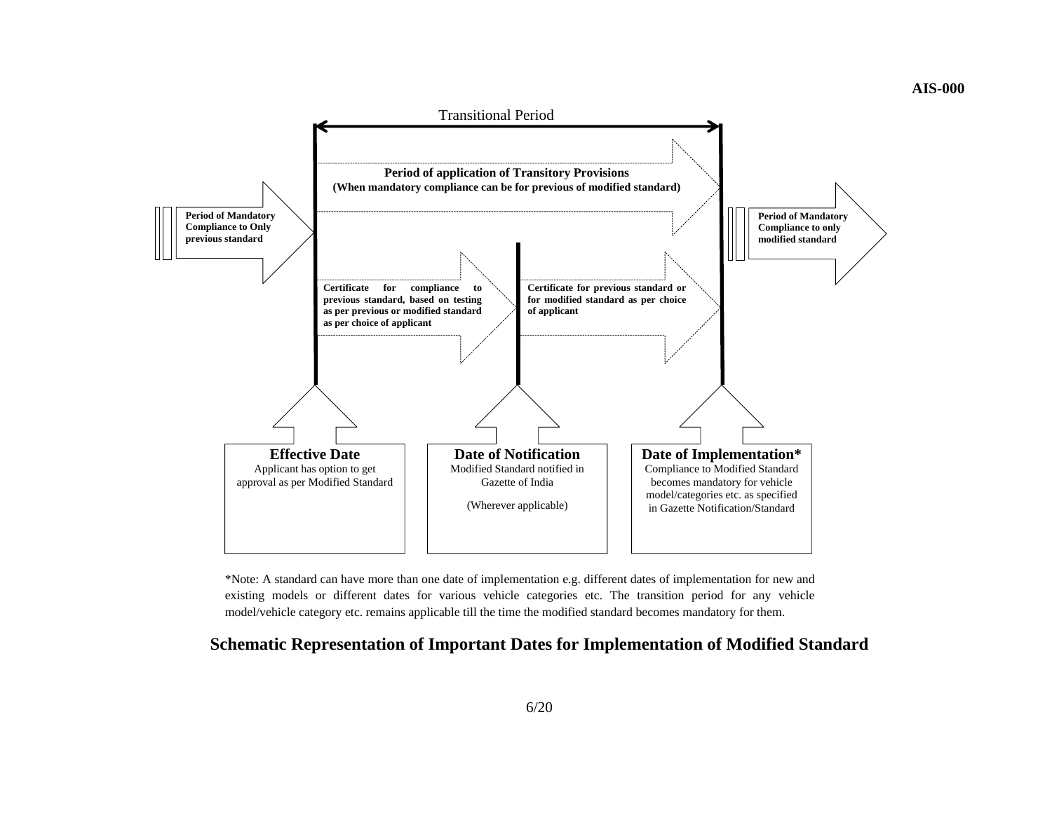Transitional Period

**Period of application of Transitory Provisions**
**(When mandatory compliance can be for previous of modified standard)**

**Period of Mandatory Compliance to Only previous standard**

**Period of Mandatory Compliance to only modified standard**

**Certificate for compliance to previous standard, based on testing as per previous or modified standard as per choice of applicant**

**Certificate for previous standard or for modified standard as per choice of applicant**

**Effective Date**
Applicant has option to get approval as per Modified Standard

**Date of Notification**
Modified Standard notified in Gazette of India

(Wherever applicable)

**Date of Implementation***
Compliance to Modified Standard becomes mandatory for vehicle model/categories etc. as specified in Gazette Notification/Standard

*Note: A standard can have more than one date of implementation e.g. different dates of implementation for new and existing models or different dates for various vehicle categories etc. The transition period for any vehicle model/vehicle category etc. remains applicable till the time the modified standard becomes mandatory for them.

**Schematic Representation of Important Dates for Implementation of Modified Standard**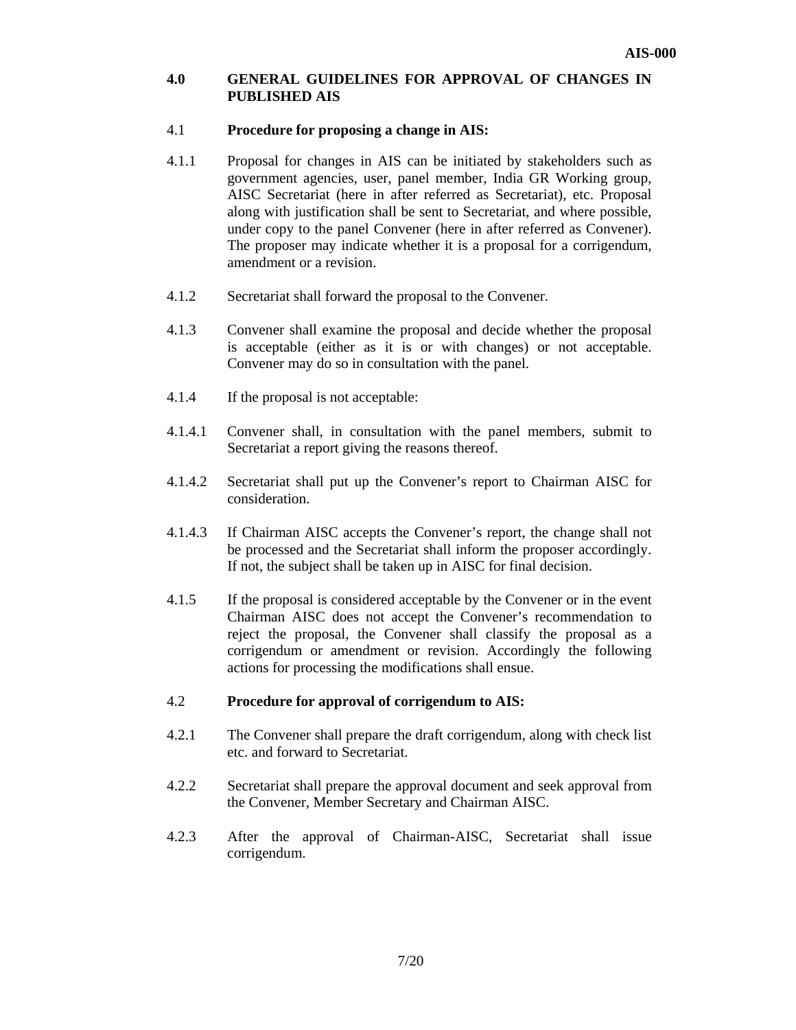## 4.0 GENERAL GUIDELINES FOR APPROVAL OF CHANGES IN PUBLISHED AIS

### 4.1 Procedure for proposing a change in AIS:

4.1.1 Proposal for changes in AIS can be initiated by stakeholders such as government agencies, user, panel member, India GR Working group, AISC Secretariat (here in after referred as Secretariat), etc. Proposal along with justification shall be sent to Secretariat, and where possible, under copy to the panel Convener (here in after referred as Convener). The proposer may indicate whether it is a proposal for a corrigendum, amendment or a revision.

4.1.2 Secretariat shall forward the proposal to the Convener.

4.1.3 Convener shall examine the proposal and decide whether the proposal is acceptable (either as it is or with changes) or not acceptable. Convener may do so in consultation with the panel.

4.1.4 If the proposal is not acceptable:

4.1.4.1 Convener shall, in consultation with the panel members, submit to Secretariat a report giving the reasons thereof.

4.1.4.2 Secretariat shall put up the Convener's report to Chairman AISC for consideration.

4.1.4.3 If Chairman AISC accepts the Convener's report, the change shall not be processed and the Secretariat shall inform the proposer accordingly. If not, the subject shall be taken up in AISC for final decision.

4.1.5 If the proposal is considered acceptable by the Convener or in the event Chairman AISC does not accept the Convener's recommendation to reject the proposal, the Convener shall classify the proposal as a corrigendum or amendment or revision. Accordingly the following actions for processing the modifications shall ensue.

### 4.2 Procedure for approval of corrigendum to AIS:

4.2.1 The Convener shall prepare the draft corrigendum, along with check list etc. and forward to Secretariat.

4.2.2 Secretariat shall prepare the approval document and seek approval from the Convener, Member Secretary and Chairman AISC.

4.2.3 After the approval of Chairman-AISC, Secretariat shall issue corrigendum.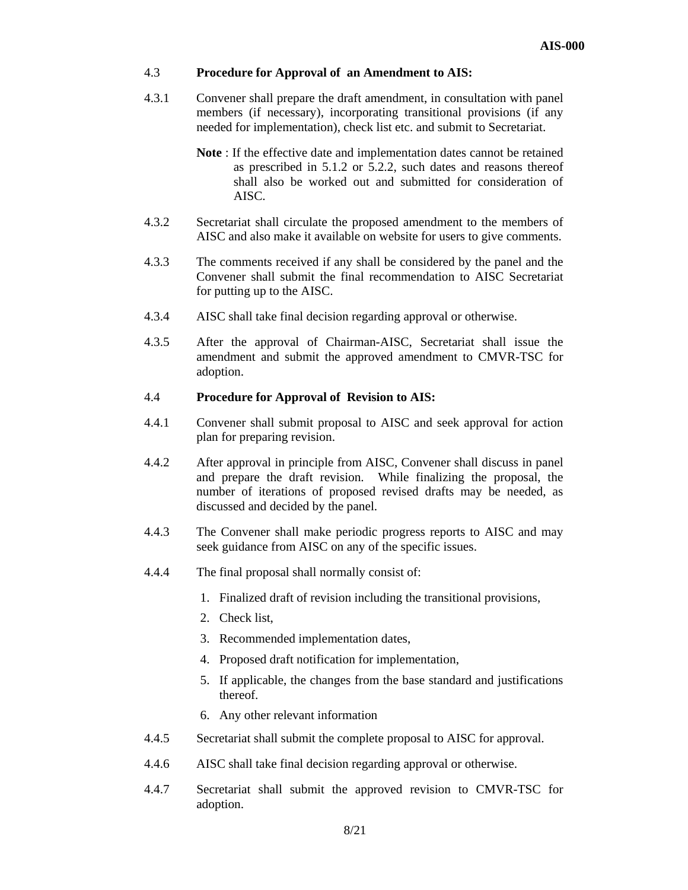### 4.3 Procedure for Approval of an Amendment to AIS:

4.3.1 Convener shall prepare the draft amendment, in consultation with panel members (if necessary), incorporating transitional provisions (if any needed for implementation), check list etc. and submit to Secretariat.

**Note** : If the effective date and implementation dates cannot be retained as prescribed in 5.1.2 or 5.2.2, such dates and reasons thereof shall also be worked out and submitted for consideration of AISC.

4.3.2 Secretariat shall circulate the proposed amendment to the members of AISC and also make it available on website for users to give comments.

4.3.3 The comments received if any shall be considered by the panel and the Convener shall submit the final recommendation to AISC Secretariat for putting up to the AISC.

4.3.4 AISC shall take final decision regarding approval or otherwise.

4.3.5 After the approval of Chairman-AISC, Secretariat shall issue the amendment and submit the approved amendment to CMVR-TSC for adoption.

### 4.4 Procedure for Approval of Revision to AIS:

4.4.1 Convener shall submit proposal to AISC and seek approval for action plan for preparing revision.

4.4.2 After approval in principle from AISC, Convener shall discuss in panel and prepare the draft revision. While finalizing the proposal, the number of iterations of proposed revised drafts may be needed, as discussed and decided by the panel.

4.4.3 The Convener shall make periodic progress reports to AISC and may seek guidance from AISC on any of the specific issues.

4.4.4 The final proposal shall normally consist of:

1. Finalized draft of revision including the transitional provisions,
2. Check list,
3. Recommended implementation dates,
4. Proposed draft notification for implementation,
5. If applicable, the changes from the base standard and justifications thereof.
6. Any other relevant information

4.4.5 Secretariat shall submit the complete proposal to AISC for approval.

4.4.6 AISC shall take final decision regarding approval or otherwise.

4.4.7 Secretariat shall submit the approved revision to CMVR-TSC for adoption.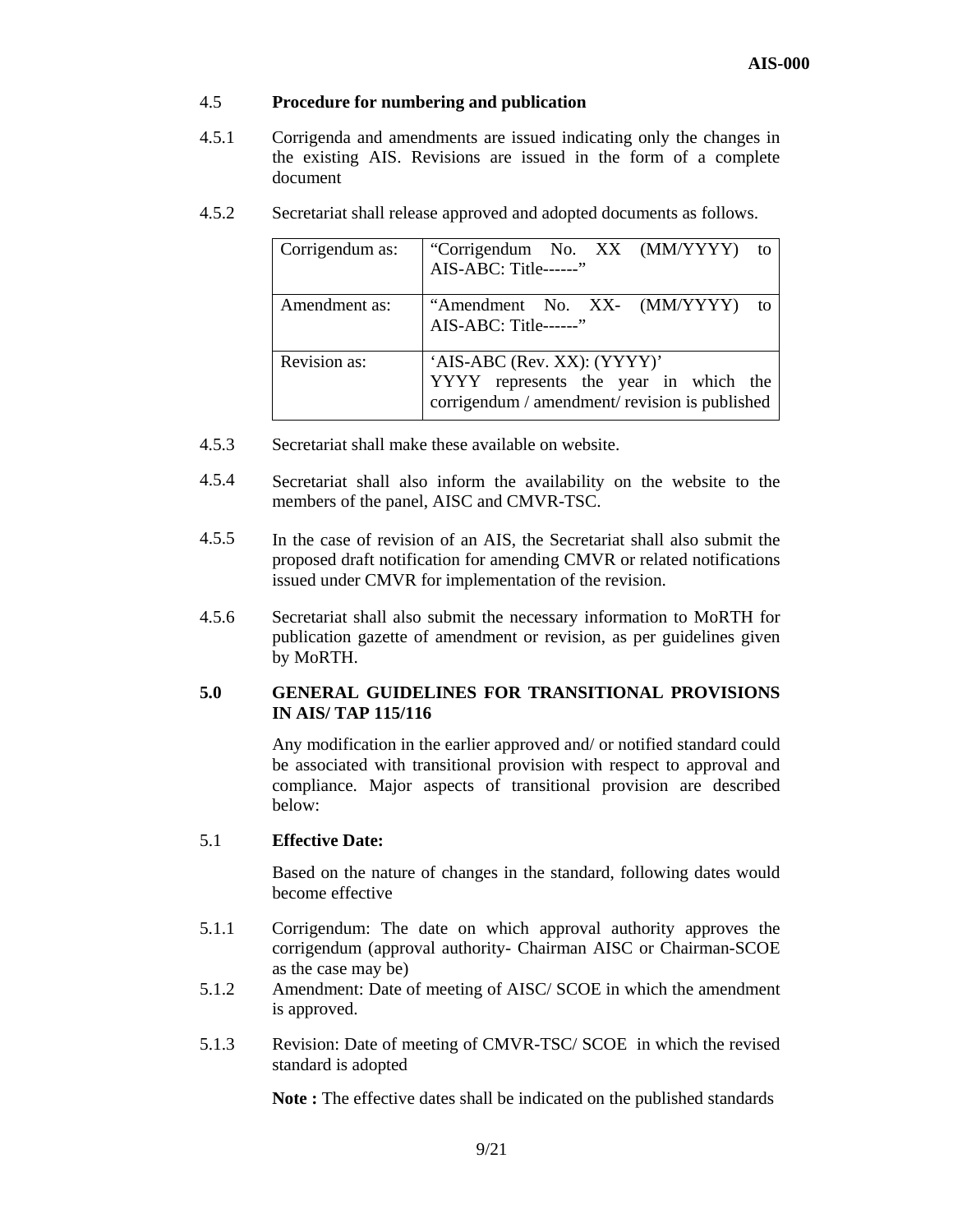4.5 **Procedure for numbering and publication**

4.5.1 Corrigenda and amendments are issued indicating only the changes in the existing AIS. Revisions are issued in the form of a complete document

4.5.2 Secretariat shall release approved and adopted documents as follows.

| | |
|---|---|
| Corrigendum as: | "Corrigendum No. XX (MM/YYYY) to AIS-ABC: Title------" |
| Amendment as: | "Amendment No. XX- (MM/YYYY) to AIS-ABC: Title------" |
| Revision as: | 'AIS-ABC (Rev. XX): (YYYY)'<br>YYYY represents the year in which the corrigendum / amendment/ revision is published |

4.5.3 Secretariat shall make these available on website.

4.5.4 Secretariat shall also inform the availability on the website to the members of the panel, AISC and CMVR-TSC.

4.5.5 In the case of revision of an AIS, the Secretariat shall also submit the proposed draft notification for amending CMVR or related notifications issued under CMVR for implementation of the revision.

4.5.6 Secretariat shall also submit the necessary information to MoRTH for publication gazette of amendment or revision, as per guidelines given by MoRTH.

**5.0 GENERAL GUIDELINES FOR TRANSITIONAL PROVISIONS IN AIS/ TAP 115/116**

Any modification in the earlier approved and/ or notified standard could be associated with transitional provision with respect to approval and compliance. Major aspects of transitional provision are described below:

5.1 **Effective Date:**

Based on the nature of changes in the standard, following dates would become effective

5.1.1 Corrigendum: The date on which approval authority approves the corrigendum (approval authority- Chairman AISC or Chairman-SCOE as the case may be)

5.1.2 Amendment: Date of meeting of AISC/ SCOE in which the amendment is approved.

5.1.3 Revision: Date of meeting of CMVR-TSC/ SCOE in which the revised standard is adopted

**Note :** The effective dates shall be indicated on the published standards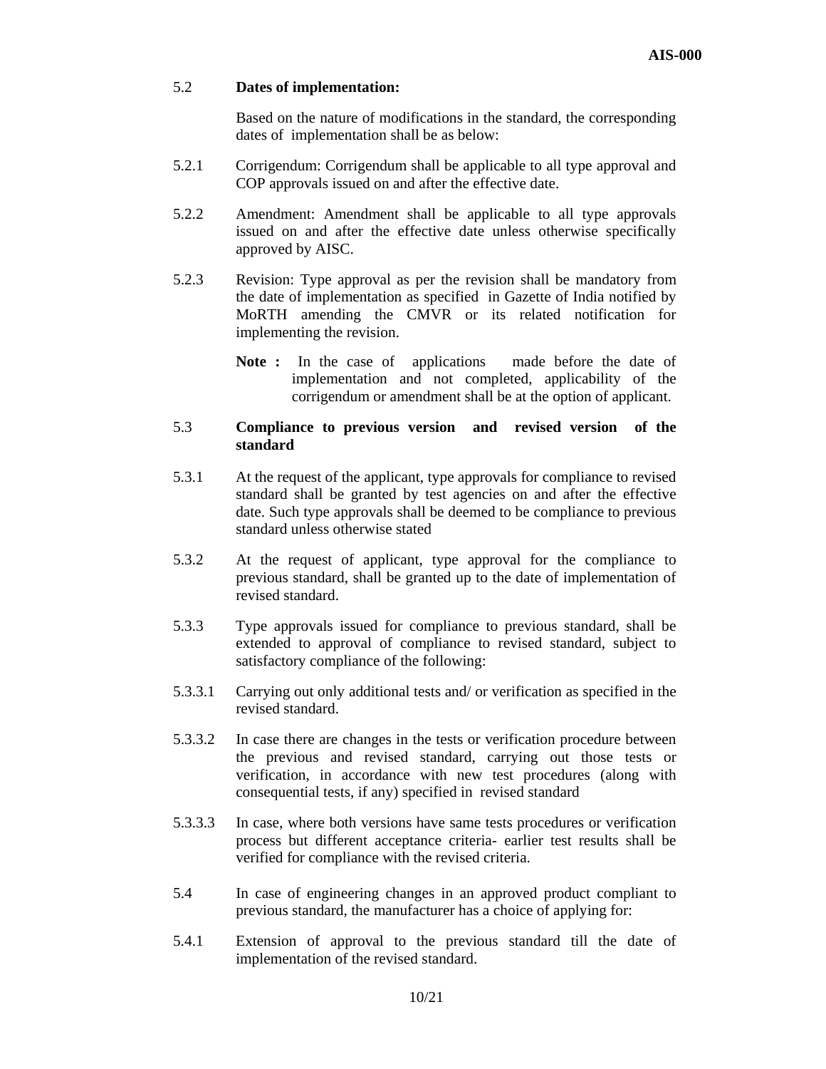5.2 **Dates of implementation:**

Based on the nature of modifications in the standard, the corresponding dates of implementation shall be as below:

5.2.1 Corrigendum: Corrigendum shall be applicable to all type approval and COP approvals issued on and after the effective date.

5.2.2 Amendment: Amendment shall be applicable to all type approvals issued on and after the effective date unless otherwise specifically approved by AISC.

5.2.3 Revision: Type approval as per the revision shall be mandatory from the date of implementation as specified in Gazette of India notified by MoRTH amending the CMVR or its related notification for implementing the revision.

**Note :** In the case of applications made before the date of implementation and not completed, applicability of the corrigendum or amendment shall be at the option of applicant.

5.3 **Compliance to previous version and revised version of the standard**

5.3.1 At the request of the applicant, type approvals for compliance to revised standard shall be granted by test agencies on and after the effective date. Such type approvals shall be deemed to be compliance to previous standard unless otherwise stated

5.3.2 At the request of applicant, type approval for the compliance to previous standard, shall be granted up to the date of implementation of revised standard.

5.3.3 Type approvals issued for compliance to previous standard, shall be extended to approval of compliance to revised standard, subject to satisfactory compliance of the following:

5.3.3.1 Carrying out only additional tests and/ or verification as specified in the revised standard.

5.3.3.2 In case there are changes in the tests or verification procedure between the previous and revised standard, carrying out those tests or verification, in accordance with new test procedures (along with consequential tests, if any) specified in revised standard

5.3.3.3 In case, where both versions have same tests procedures or verification process but different acceptance criteria- earlier test results shall be verified for compliance with the revised criteria.

5.4 In case of engineering changes in an approved product compliant to previous standard, the manufacturer has a choice of applying for:

5.4.1 Extension of approval to the previous standard till the date of implementation of the revised standard.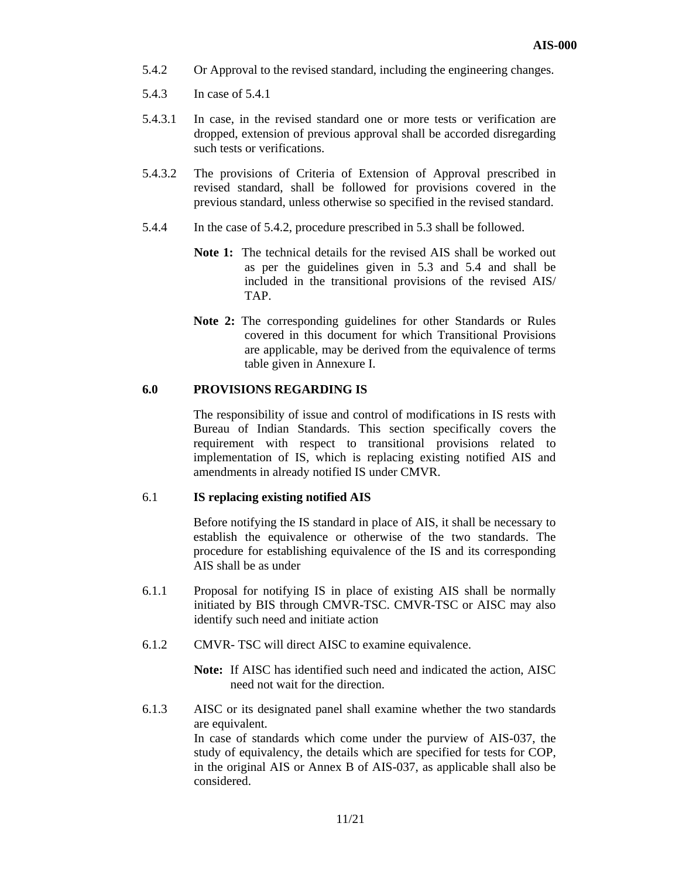5.4.2 Or Approval to the revised standard, including the engineering changes.

5.4.3 In case of 5.4.1

5.4.3.1 In case, in the revised standard one or more tests or verification are dropped, extension of previous approval shall be accorded disregarding such tests or verifications.

5.4.3.2 The provisions of Criteria of Extension of Approval prescribed in revised standard, shall be followed for provisions covered in the previous standard, unless otherwise so specified in the revised standard.

5.4.4 In the case of 5.4.2, procedure prescribed in 5.3 shall be followed.

**Note 1:** The technical details for the revised AIS shall be worked out as per the guidelines given in 5.3 and 5.4 and shall be included in the transitional provisions of the revised AIS/ TAP.

**Note 2:** The corresponding guidelines for other Standards or Rules covered in this document for which Transitional Provisions are applicable, may be derived from the equivalence of terms table given in Annexure I.

## 6.0 PROVISIONS REGARDING IS

The responsibility of issue and control of modifications in IS rests with Bureau of Indian Standards. This section specifically covers the requirement with respect to transitional provisions related to implementation of IS, which is replacing existing notified AIS and amendments in already notified IS under CMVR.

### 6.1 IS replacing existing notified AIS

Before notifying the IS standard in place of AIS, it shall be necessary to establish the equivalence or otherwise of the two standards. The procedure for establishing equivalence of the IS and its corresponding AIS shall be as under

6.1.1 Proposal for notifying IS in place of existing AIS shall be normally initiated by BIS through CMVR-TSC. CMVR-TSC or AISC may also identify such need and initiate action

6.1.2 CMVR- TSC will direct AISC to examine equivalence.

**Note:** If AISC has identified such need and indicated the action, AISC need not wait for the direction.

6.1.3 AISC or its designated panel shall examine whether the two standards are equivalent.
In case of standards which come under the purview of AIS-037, the study of equivalency, the details which are specified for tests for COP, in the original AIS or Annex B of AIS-037, as applicable shall also be considered.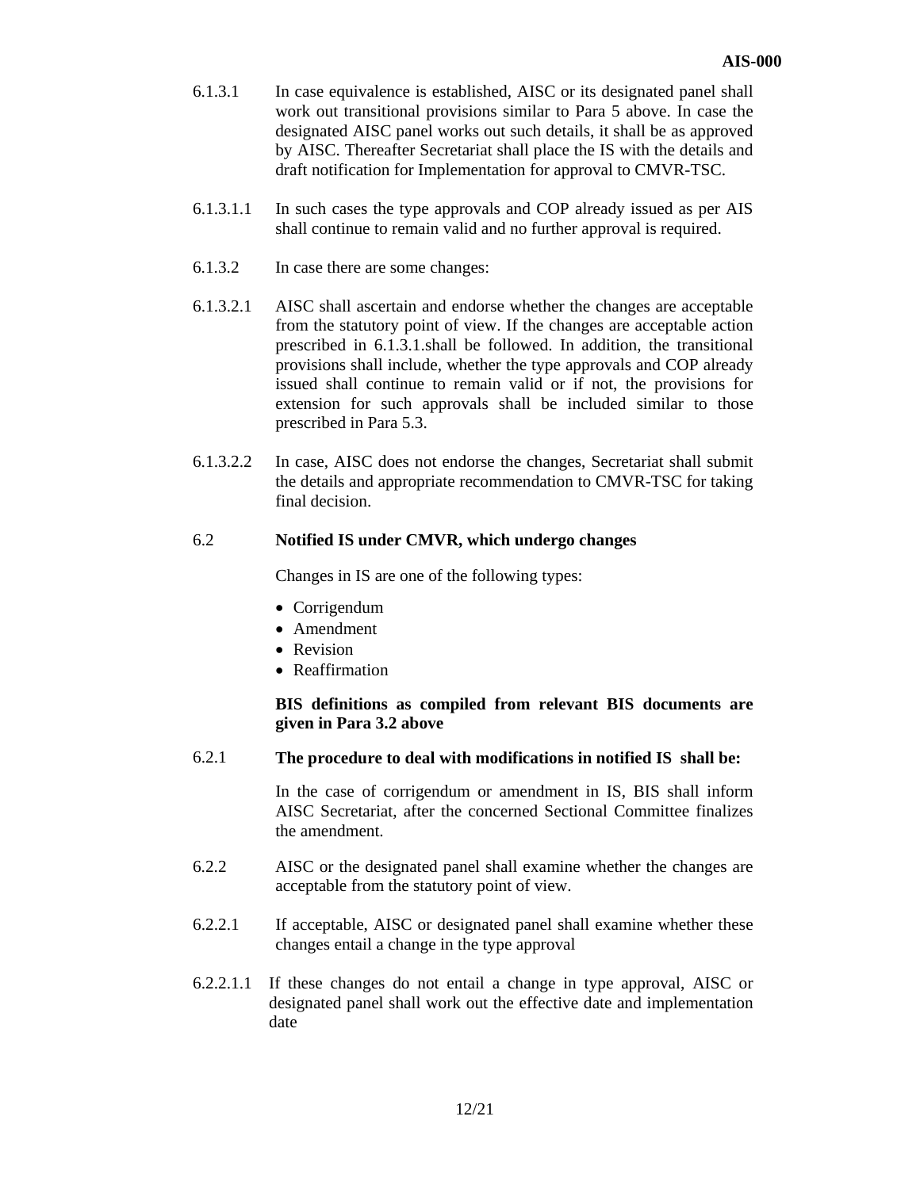6.1.3.1 In case equivalence is established, AISC or its designated panel shall work out transitional provisions similar to Para 5 above. In case the designated AISC panel works out such details, it shall be as approved by AISC. Thereafter Secretariat shall place the IS with the details and draft notification for Implementation for approval to CMVR-TSC.

6.1.3.1.1 In such cases the type approvals and COP already issued as per AIS shall continue to remain valid and no further approval is required.

6.1.3.2 In case there are some changes:

6.1.3.2.1 AISC shall ascertain and endorse whether the changes are acceptable from the statutory point of view. If the changes are acceptable action prescribed in 6.1.3.1.shall be followed. In addition, the transitional provisions shall include, whether the type approvals and COP already issued shall continue to remain valid or if not, the provisions for extension for such approvals shall be included similar to those prescribed in Para 5.3.

6.1.3.2.2 In case, AISC does not endorse the changes, Secretariat shall submit the details and appropriate recommendation to CMVR-TSC for taking final decision.

## 6.2 Notified IS under CMVR, which undergo changes

Changes in IS are one of the following types:

- Corrigendum
- Amendment
- Revision
- Reaffirmation

**BIS definitions as compiled from relevant BIS documents are given in Para 3.2 above**

### 6.2.1 The procedure to deal with modifications in notified IS shall be:

In the case of corrigendum or amendment in IS, BIS shall inform AISC Secretariat, after the concerned Sectional Committee finalizes the amendment.

6.2.2 AISC or the designated panel shall examine whether the changes are acceptable from the statutory point of view.

6.2.2.1 If acceptable, AISC or designated panel shall examine whether these changes entail a change in the type approval

6.2.2.1.1 If these changes do not entail a change in type approval, AISC or designated panel shall work out the effective date and implementation date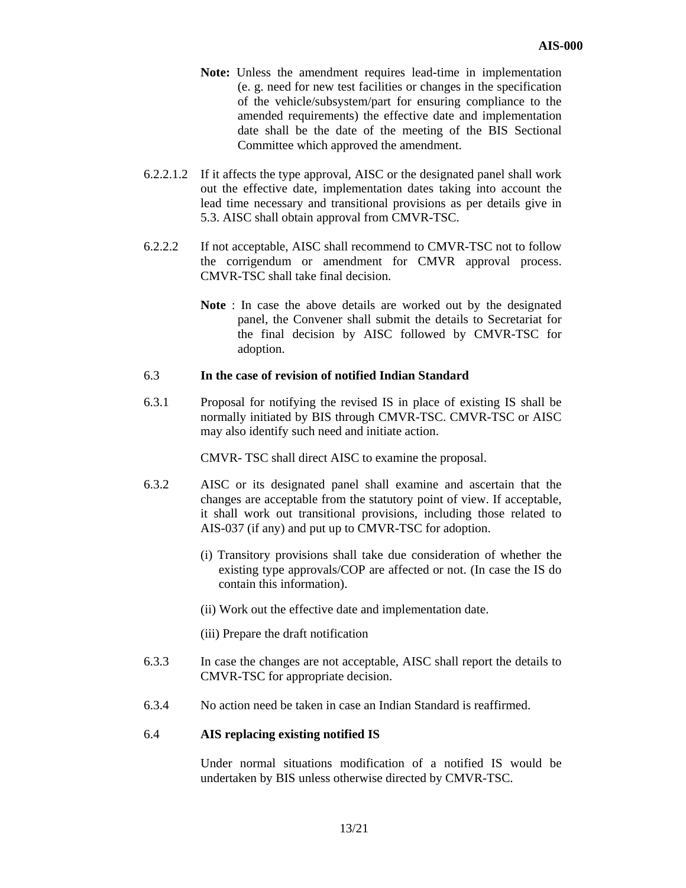**Note:** Unless the amendment requires lead-time in implementation (e. g. need for new test facilities or changes in the specification of the vehicle/subsystem/part for ensuring compliance to the amended requirements) the effective date and implementation date shall be the date of the meeting of the BIS Sectional Committee which approved the amendment.

6.2.2.1.2 If it affects the type approval, AISC or the designated panel shall work out the effective date, implementation dates taking into account the lead time necessary and transitional provisions as per details give in 5.3. AISC shall obtain approval from CMVR-TSC.

6.2.2.2 If not acceptable, AISC shall recommend to CMVR-TSC not to follow the corrigendum or amendment for CMVR approval process. CMVR-TSC shall take final decision.

**Note** : In case the above details are worked out by the designated panel, the Convener shall submit the details to Secretariat for the final decision by AISC followed by CMVR-TSC for adoption.

### 6.3 In the case of revision of notified Indian Standard

6.3.1 Proposal for notifying the revised IS in place of existing IS shall be normally initiated by BIS through CMVR-TSC. CMVR-TSC or AISC may also identify such need and initiate action.

CMVR- TSC shall direct AISC to examine the proposal.

6.3.2 AISC or its designated panel shall examine and ascertain that the changes are acceptable from the statutory point of view. If acceptable, it shall work out transitional provisions, including those related to AIS-037 (if any) and put up to CMVR-TSC for adoption.

(i) Transitory provisions shall take due consideration of whether the existing type approvals/COP are affected or not. (In case the IS do contain this information).

(ii) Work out the effective date and implementation date.

(iii) Prepare the draft notification

6.3.3 In case the changes are not acceptable, AISC shall report the details to CMVR-TSC for appropriate decision.

6.3.4 No action need be taken in case an Indian Standard is reaffirmed.

### 6.4 AIS replacing existing notified IS

Under normal situations modification of a notified IS would be undertaken by BIS unless otherwise directed by CMVR-TSC.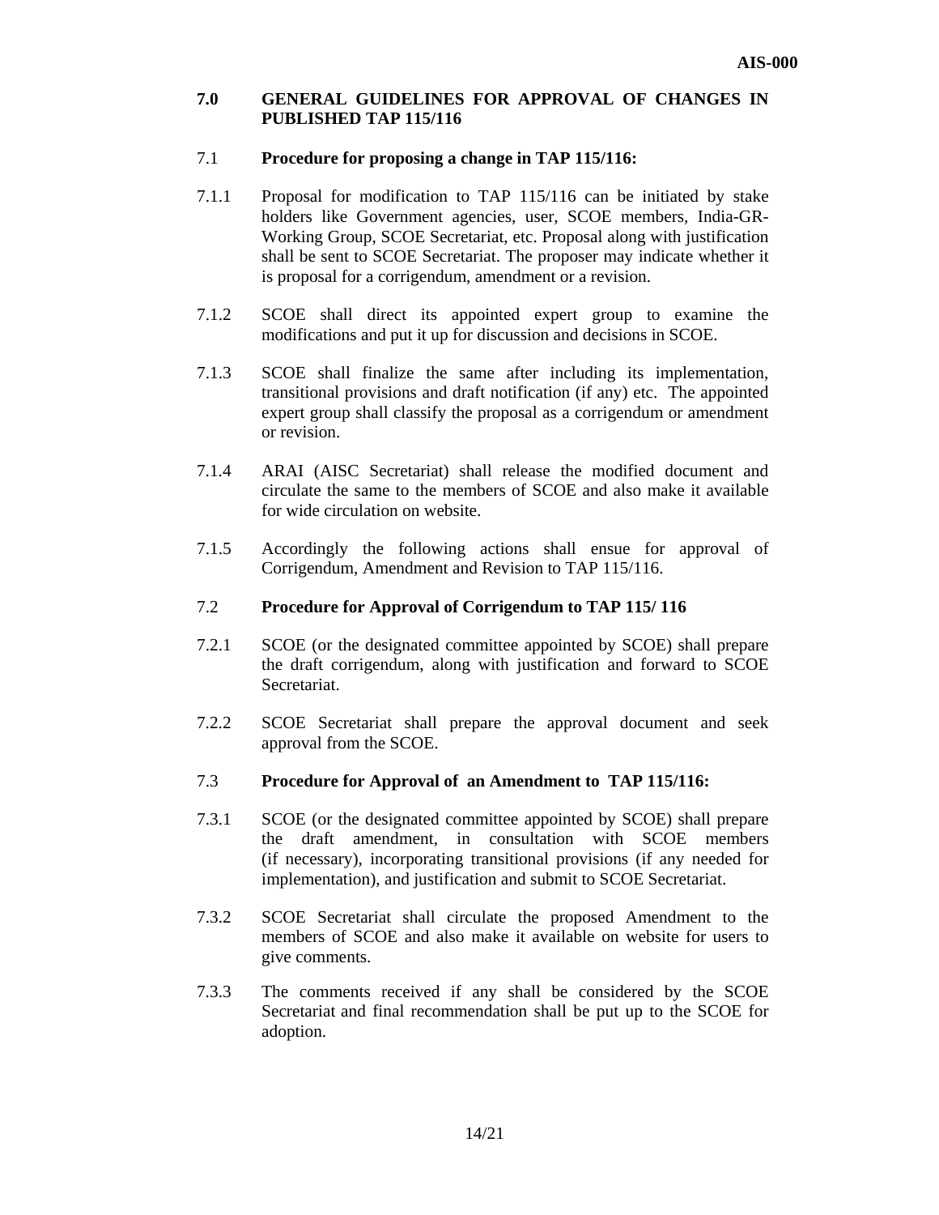## 7.0 GENERAL GUIDELINES FOR APPROVAL OF CHANGES IN PUBLISHED TAP 115/116

### 7.1 Procedure for proposing a change in TAP 115/116:

7.1.1 Proposal for modification to TAP 115/116 can be initiated by stake holders like Government agencies, user, SCOE members, India-GR-Working Group, SCOE Secretariat, etc. Proposal along with justification shall be sent to SCOE Secretariat. The proposer may indicate whether it is proposal for a corrigendum, amendment or a revision.

7.1.2 SCOE shall direct its appointed expert group to examine the modifications and put it up for discussion and decisions in SCOE.

7.1.3 SCOE shall finalize the same after including its implementation, transitional provisions and draft notification (if any) etc. The appointed expert group shall classify the proposal as a corrigendum or amendment or revision.

7.1.4 ARAI (AISC Secretariat) shall release the modified document and circulate the same to the members of SCOE and also make it available for wide circulation on website.

7.1.5 Accordingly the following actions shall ensue for approval of Corrigendum, Amendment and Revision to TAP 115/116.

### 7.2 Procedure for Approval of Corrigendum to TAP 115/ 116

7.2.1 SCOE (or the designated committee appointed by SCOE) shall prepare the draft corrigendum, along with justification and forward to SCOE Secretariat.

7.2.2 SCOE Secretariat shall prepare the approval document and seek approval from the SCOE.

### 7.3 Procedure for Approval of an Amendment to TAP 115/116:

7.3.1 SCOE (or the designated committee appointed by SCOE) shall prepare the draft amendment, in consultation with SCOE members (if necessary), incorporating transitional provisions (if any needed for implementation), and justification and submit to SCOE Secretariat.

7.3.2 SCOE Secretariat shall circulate the proposed Amendment to the members of SCOE and also make it available on website for users to give comments.

7.3.3 The comments received if any shall be considered by the SCOE Secretariat and final recommendation shall be put up to the SCOE for adoption.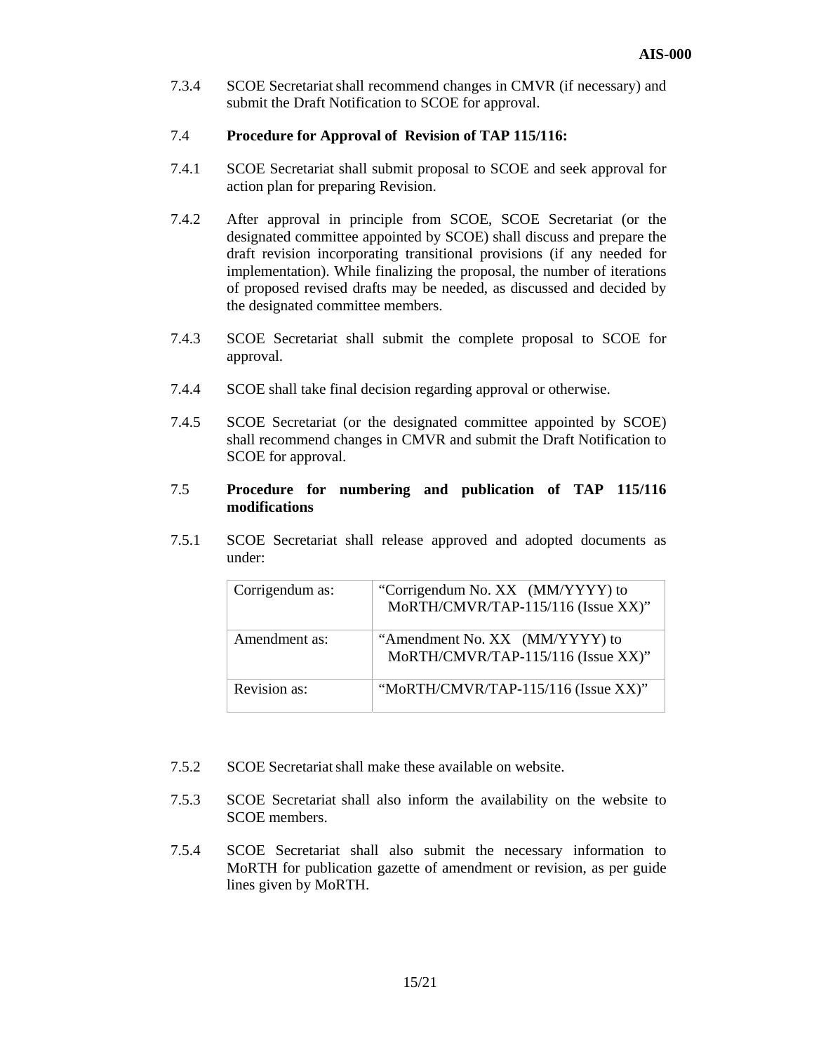7.3.4 SCOE Secretariat shall recommend changes in CMVR (if necessary) and submit the Draft Notification to SCOE for approval.

7.4 **Procedure for Approval of Revision of TAP 115/116:**

7.4.1 SCOE Secretariat shall submit proposal to SCOE and seek approval for action plan for preparing Revision.

7.4.2 After approval in principle from SCOE, SCOE Secretariat (or the designated committee appointed by SCOE) shall discuss and prepare the draft revision incorporating transitional provisions (if any needed for implementation). While finalizing the proposal, the number of iterations of proposed revised drafts may be needed, as discussed and decided by the designated committee members.

7.4.3 SCOE Secretariat shall submit the complete proposal to SCOE for approval.

7.4.4 SCOE shall take final decision regarding approval or otherwise.

7.4.5 SCOE Secretariat (or the designated committee appointed by SCOE) shall recommend changes in CMVR and submit the Draft Notification to SCOE for approval.

7.5 **Procedure for numbering and publication of TAP 115/116 modifications**

7.5.1 SCOE Secretariat shall release approved and adopted documents as under:

| | |
|---|---|
| Corrigendum as: | "Corrigendum No. XX (MM/YYYY) to MoRTH/CMVR/TAP-115/116 (Issue XX)" |
| Amendment as: | "Amendment No. XX (MM/YYYY) to MoRTH/CMVR/TAP-115/116 (Issue XX)" |
| Revision as: | "MoRTH/CMVR/TAP-115/116 (Issue XX)" |

7.5.2 SCOE Secretariat shall make these available on website.

7.5.3 SCOE Secretariat shall also inform the availability on the website to SCOE members.

7.5.4 SCOE Secretariat shall also submit the necessary information to MoRTH for publication gazette of amendment or revision, as per guide lines given by MoRTH.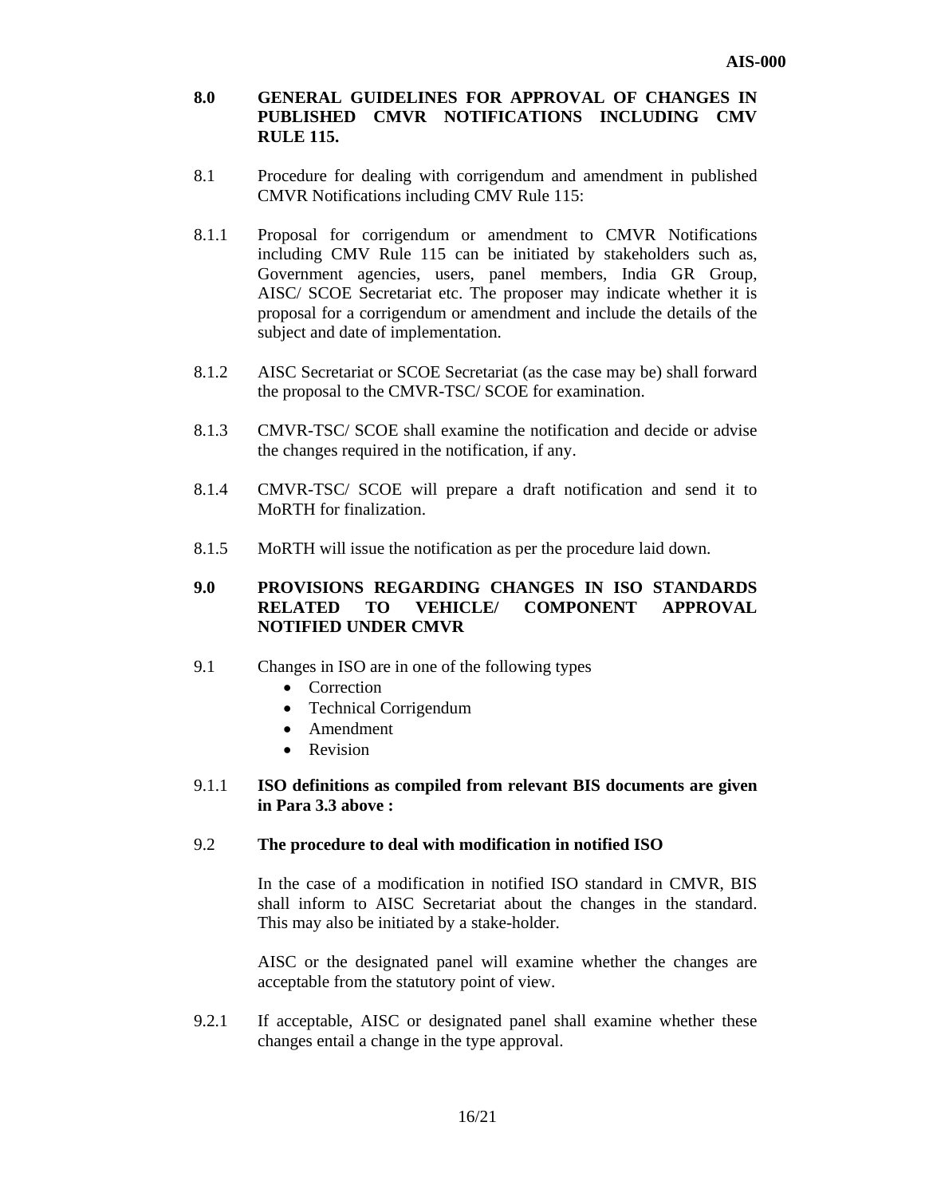## 8.0 GENERAL GUIDELINES FOR APPROVAL OF CHANGES IN PUBLISHED CMVR NOTIFICATIONS INCLUDING CMV RULE 115.

8.1 Procedure for dealing with corrigendum and amendment in published CMVR Notifications including CMV Rule 115:

8.1.1 Proposal for corrigendum or amendment to CMVR Notifications including CMV Rule 115 can be initiated by stakeholders such as, Government agencies, users, panel members, India GR Group, AISC/ SCOE Secretariat etc. The proposer may indicate whether it is proposal for a corrigendum or amendment and include the details of the subject and date of implementation.

8.1.2 AISC Secretariat or SCOE Secretariat (as the case may be) shall forward the proposal to the CMVR-TSC/ SCOE for examination.

8.1.3 CMVR-TSC/ SCOE shall examine the notification and decide or advise the changes required in the notification, if any.

8.1.4 CMVR-TSC/ SCOE will prepare a draft notification and send it to MoRTH for finalization.

8.1.5 MoRTH will issue the notification as per the procedure laid down.

## 9.0 PROVISIONS REGARDING CHANGES IN ISO STANDARDS RELATED TO VEHICLE/ COMPONENT APPROVAL NOTIFIED UNDER CMVR

9.1 Changes in ISO are in one of the following types

- Correction
- Technical Corrigendum
- Amendment
- Revision

9.1.1 **ISO definitions as compiled from relevant BIS documents are given in Para 3.3 above :**

9.2 **The procedure to deal with modification in notified ISO**

In the case of a modification in notified ISO standard in CMVR, BIS shall inform to AISC Secretariat about the changes in the standard. This may also be initiated by a stake-holder.

AISC or the designated panel will examine whether the changes are acceptable from the statutory point of view.

9.2.1 If acceptable, AISC or designated panel shall examine whether these changes entail a change in the type approval.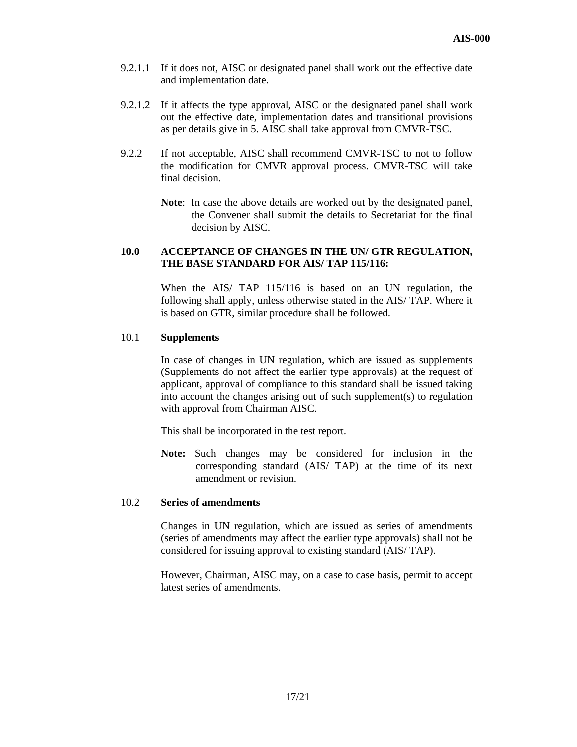9.2.1.1 If it does not, AISC or designated panel shall work out the effective date and implementation date.

9.2.1.2 If it affects the type approval, AISC or the designated panel shall work out the effective date, implementation dates and transitional provisions as per details give in 5. AISC shall take approval from CMVR-TSC.

9.2.2 If not acceptable, AISC shall recommend CMVR-TSC to not to follow the modification for CMVR approval process. CMVR-TSC will take final decision.

**Note**: In case the above details are worked out by the designated panel, the Convener shall submit the details to Secretariat for the final decision by AISC.

## 10.0 ACCEPTANCE OF CHANGES IN THE UN/ GTR REGULATION, THE BASE STANDARD FOR AIS/ TAP 115/116:

When the AIS/ TAP 115/116 is based on an UN regulation, the following shall apply, unless otherwise stated in the AIS/ TAP. Where it is based on GTR, similar procedure shall be followed.

### 10.1 Supplements

In case of changes in UN regulation, which are issued as supplements (Supplements do not affect the earlier type approvals) at the request of applicant, approval of compliance to this standard shall be issued taking into account the changes arising out of such supplement(s) to regulation with approval from Chairman AISC.

This shall be incorporated in the test report.

**Note:** Such changes may be considered for inclusion in the corresponding standard (AIS/ TAP) at the time of its next amendment or revision.

### 10.2 Series of amendments

Changes in UN regulation, which are issued as series of amendments (series of amendments may affect the earlier type approvals) shall not be considered for issuing approval to existing standard (AIS/ TAP).

However, Chairman, AISC may, on a case to case basis, permit to accept latest series of amendments.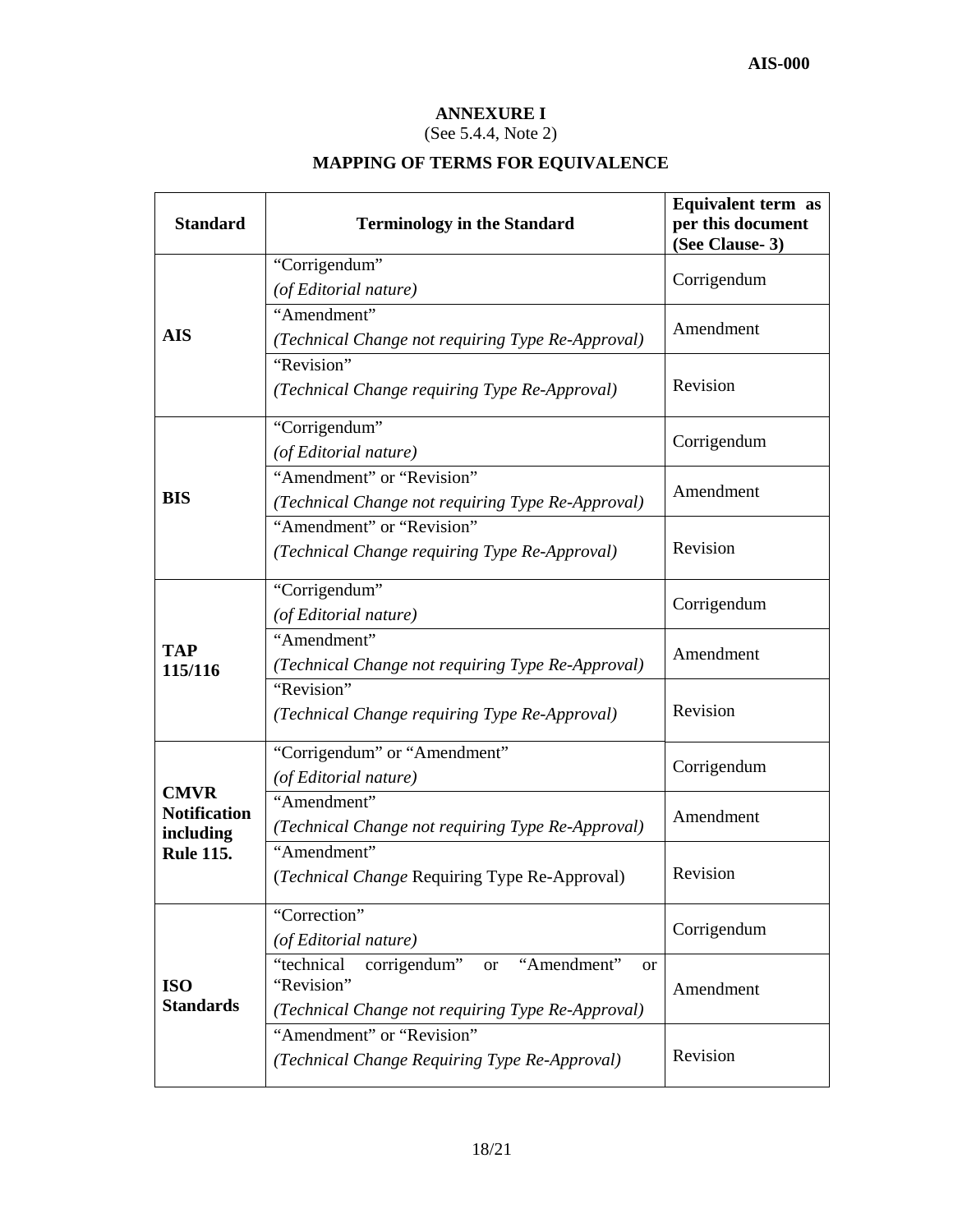**ANNEXURE I**

(See 5.4.4, Note 2)

**MAPPING OF TERMS FOR EQUIVALENCE**

| Standard | Terminology in the Standard | Equivalent term as per this document (See Clause- 3) |
|---|---|---|
| **AIS** | "Corrigendum" *(of Editorial nature)* | Corrigendum |
| | "Amendment" *(Technical Change not requiring Type Re-Approval)* | Amendment |
| | "Revision" *(Technical Change requiring Type Re-Approval)* | Revision |
| **BIS** | "Corrigendum" *(of Editorial nature)* | Corrigendum |
| | "Amendment" or "Revision" *(Technical Change not requiring Type Re-Approval)* | Amendment |
| | "Amendment" or "Revision" *(Technical Change requiring Type Re-Approval)* | Revision |
| **TAP 115/116** | "Corrigendum" *(of Editorial nature)* | Corrigendum |
| | "Amendment" *(Technical Change not requiring Type Re-Approval)* | Amendment |
| | "Revision" *(Technical Change requiring Type Re-Approval)* | Revision |
| **CMVR Notification including Rule 115.** | "Corrigendum" or "Amendment" *(of Editorial nature)* | Corrigendum |
| | "Amendment" *(Technical Change not requiring Type Re-Approval)* | Amendment |
| | "Amendment" (*Technical Change* Requiring Type Re-Approval) | Revision |
| **ISO Standards** | "Correction" *(of Editorial nature)* | Corrigendum |
| | "technical corrigendum" or "Amendment" or "Revision" *(Technical Change not requiring Type Re-Approval)* | Amendment |
| | "Amendment" or "Revision" *(Technical Change Requiring Type Re-Approval)* | Revision |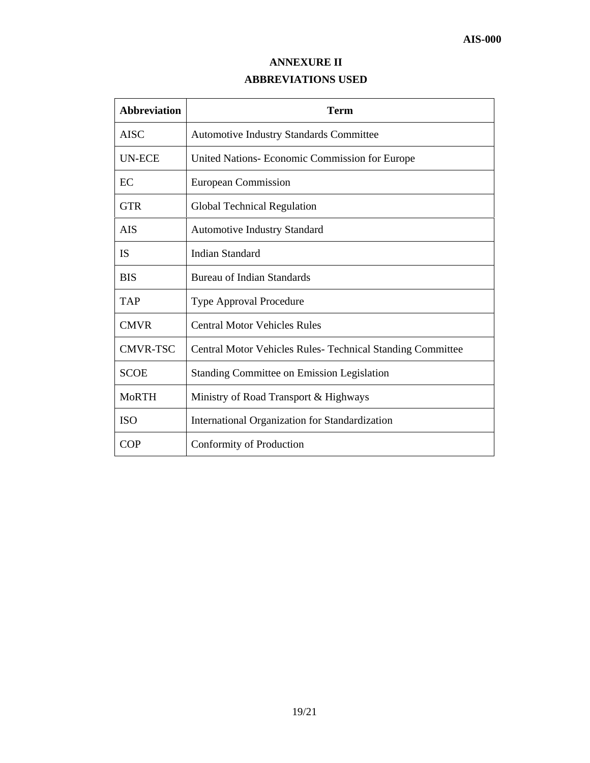# ANNEXURE II

## ABBREVIATIONS USED

| Abbreviation | Term |
|---|---|
| AISC | Automotive Industry Standards Committee |
| UN-ECE | United Nations- Economic Commission for Europe |
| EC | European Commission |
| GTR | Global Technical Regulation |
| AIS | Automotive Industry Standard |
| IS | Indian Standard |
| BIS | Bureau of Indian Standards |
| TAP | Type Approval Procedure |
| CMVR | Central Motor Vehicles Rules |
| CMVR-TSC | Central Motor Vehicles Rules- Technical Standing Committee |
| SCOE | Standing Committee on Emission Legislation |
| MoRTH | Ministry of Road Transport & Highways |
| ISO | International Organization for Standardization |
| COP | Conformity of Production |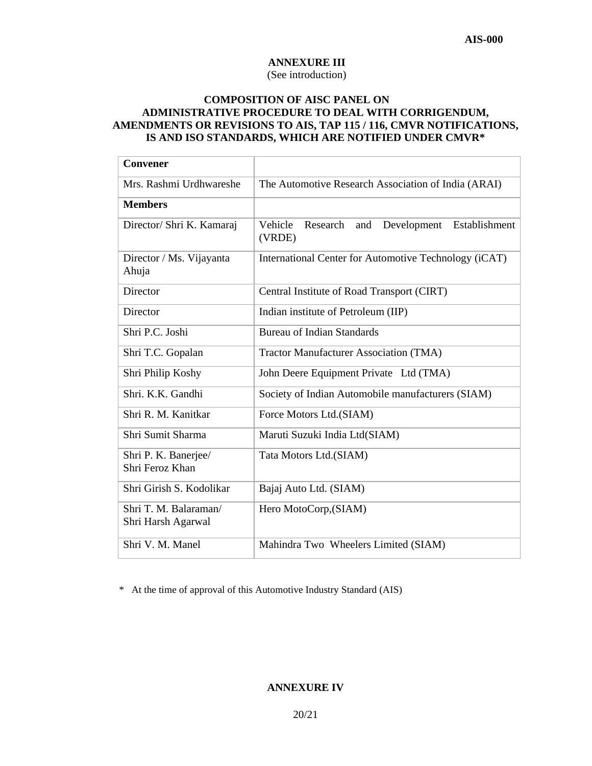## ANNEXURE III

(See introduction)

### COMPOSITION OF AISC PANEL ON ADMINISTRATIVE PROCEDURE TO DEAL WITH CORRIGENDUM, AMENDMENTS OR REVISIONS TO AIS, TAP 115 / 116, CMVR NOTIFICATIONS, IS AND ISO STANDARDS, WHICH ARE NOTIFIED UNDER CMVR*

| **Convener** | |
|---|---|
| Mrs. Rashmi Urdhwareshe | The Automotive Research Association of India (ARAI) |
| **Members** | |
| Director/ Shri K. Kamaraj | Vehicle Research and Development Establishment (VRDE) |
| Director / Ms. Vijayanta Ahuja | International Center for Automotive Technology (iCAT) |
| Director | Central Institute of Road Transport (CIRT) |
| Director | Indian institute of Petroleum (IIP) |
| Shri P.C. Joshi | Bureau of Indian Standards |
| Shri T.C. Gopalan | Tractor Manufacturer Association (TMA) |
| Shri Philip Koshy | John Deere Equipment Private Ltd (TMA) |
| Shri. K.K. Gandhi | Society of Indian Automobile manufacturers (SIAM) |
| Shri R. M. Kanitkar | Force Motors Ltd.(SIAM) |
| Shri Sumit Sharma | Maruti Suzuki India Ltd(SIAM) |
| Shri P. K. Banerjee/ Shri Feroz Khan | Tata Motors Ltd.(SIAM) |
| Shri Girish S. Kodolikar | Bajaj Auto Ltd. (SIAM) |
| Shri T. M. Balaraman/ Shri Harsh Agarwal | Hero MotoCorp,(SIAM) |
| Shri V. M. Manel | Mahindra Two Wheelers Limited (SIAM) |

\* At the time of approval of this Automotive Industry Standard (AIS)

## ANNEXURE IV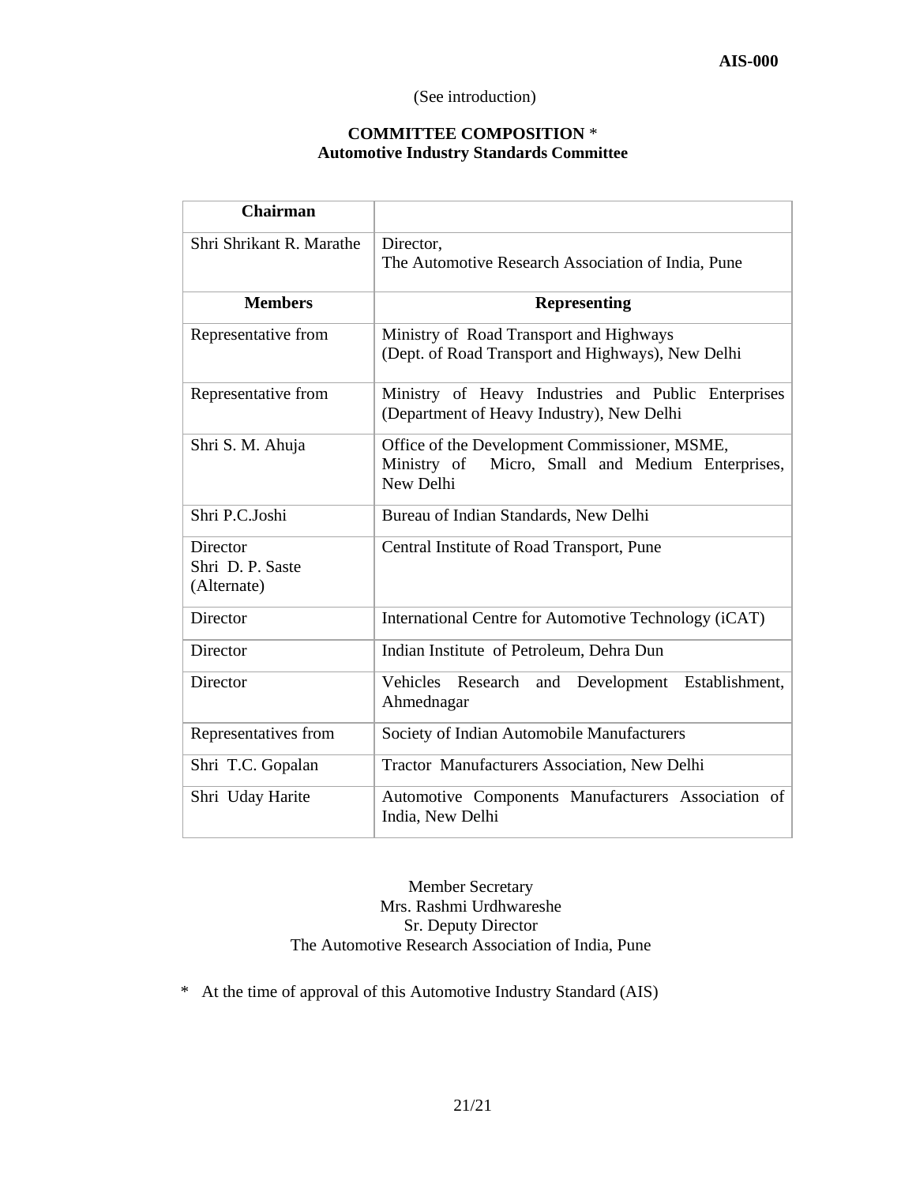(See introduction)

**COMMITTEE COMPOSITION** *
**Automotive Industry Standards Committee**

| **Chairman** | |
|---|---|
| Shri Shrikant R. Marathe | Director, The Automotive Research Association of India, Pune |
| **Members** | **Representing** |
| Representative from | Ministry of Road Transport and Highways (Dept. of Road Transport and Highways), New Delhi |
| Representative from | Ministry of Heavy Industries and Public Enterprises (Department of Heavy Industry), New Delhi |
| Shri S. M. Ahuja | Office of the Development Commissioner, MSME, Ministry of Micro, Small and Medium Enterprises, New Delhi |
| Shri P.C.Joshi | Bureau of Indian Standards, New Delhi |
| Director<br>Shri D. P. Saste (Alternate) | Central Institute of Road Transport, Pune |
| Director | International Centre for Automotive Technology (iCAT) |
| Director | Indian Institute of Petroleum, Dehra Dun |
| Director | Vehicles Research and Development Establishment, Ahmednagar |
| Representatives from | Society of Indian Automobile Manufacturers |
| Shri T.C. Gopalan | Tractor Manufacturers Association, New Delhi |
| Shri Uday Harite | Automotive Components Manufacturers Association of India, New Delhi |

Member Secretary
Mrs. Rashmi Urdhwareshe
Sr. Deputy Director
The Automotive Research Association of India, Pune

* At the time of approval of this Automotive Industry Standard (AIS)